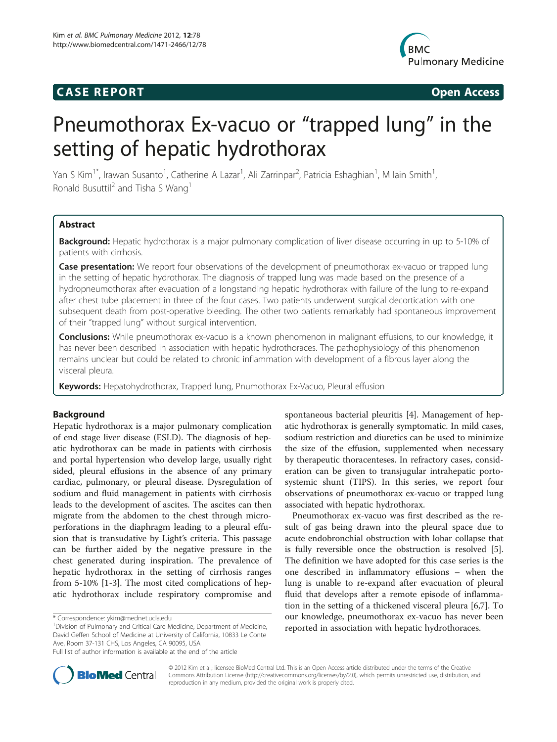**CASE REPORT** **Open Access**

# Pneumothorax Ex-vacuo or "trapped lung" in the setting of hepatic hydrothorax

Yan S Kim[1*], Irawan Susanto[1], Catherine A Lazar[1], Ali Zarrinpar[2], Patricia Eshaghian[1], M Iain Smith[1], Ronald Busuttil[2] and Tisha S Wang[1]

## Abstract

**Background:** Hepatic hydrothorax is a major pulmonary complication of liver disease occurring in up to 5-10% of patients with cirrhosis.

**Case presentation:** We report four observations of the development of pneumothorax ex-vacuo or trapped lung in the setting of hepatic hydrothorax. The diagnosis of trapped lung was made based on the presence of a hydropneumothorax after evacuation of a longstanding hepatic hydrothorax with failure of the lung to re-expand after chest tube placement in three of the four cases. Two patients underwent surgical decortication with one subsequent death from post-operative bleeding. The other two patients remarkably had spontaneous improvement of their "trapped lung" without surgical intervention.

**Conclusions:** While pneumothorax ex-vacuo is a known phenomenon in malignant effusions, to our knowledge, it has never been described in association with hepatic hydrothoraces. The pathophysiology of this phenomenon remains unclear but could be related to chronic inflammation with development of a fibrous layer along the visceral pleura.

**Keywords:** Hepatohydrothorax, Trapped lung, Pnumothorax Ex-Vacuo, Pleural effusion

## Background

Hepatic hydrothorax is a major pulmonary complication of end stage liver disease (ESLD). The diagnosis of hepatic hydrothorax can be made in patients with cirrhosis and portal hypertension who develop large, usually right sided, pleural effusions in the absence of any primary cardiac, pulmonary, or pleural disease. Dysregulation of sodium and fluid management in patients with cirrhosis leads to the development of ascites. The ascites can then migrate from the abdomen to the chest through microperforations in the diaphragm leading to a pleural effusion that is transudative by Light's criteria. This passage can be further aided by the negative pressure in the chest generated during inspiration. The prevalence of hepatic hydrothorax in the setting of cirrhosis ranges from 5-10% [1-3]. The most cited complications of hepatic hydrothorax include respiratory compromise and spontaneous bacterial pleuritis [4]. Management of hepatic hydrothorax is generally symptomatic. In mild cases, sodium restriction and diuretics can be used to minimize the size of the effusion, supplemented when necessary by therapeutic thoracenteses. In refractory cases, consideration can be given to transjugular intrahepatic portosystemic shunt (TIPS). In this series, we report four observations of pneumothorax ex-vacuo or trapped lung associated with hepatic hydrothorax.

Pneumothorax ex-vacuo was first described as the result of gas being drawn into the pleural space due to acute endobronchial obstruction with lobar collapse that is fully reversible once the obstruction is resolved [5]. The definition we have adopted for this case series is the one described in inflammatory effusions – when the lung is unable to re-expand after evacuation of pleural fluid that develops after a remote episode of inflammation in the setting of a thickened visceral pleura [6,7]. To our knowledge, pneumothorax ex-vacuo has never been reported in association with hepatic hydrothoraces.

\* Correspondence: ykim@mednet.ucla.edu
[1]Division of Pulmonary and Critical Care Medicine, Department of Medicine, David Geffen School of Medicine at University of California, 10833 Le Conte Ave, Room 37-131 CHS, Los Angeles, CA 90095, USA
Full list of author information is available at the end of the article

© 2012 Kim et al.; licensee BioMed Central Ltd. This is an Open Access article distributed under the terms of the Creative Commons Attribution License (http://creativecommons.org/licenses/by/2.0), which permits unrestricted use, distribution, and reproduction in any medium, provided the original work is properly cited.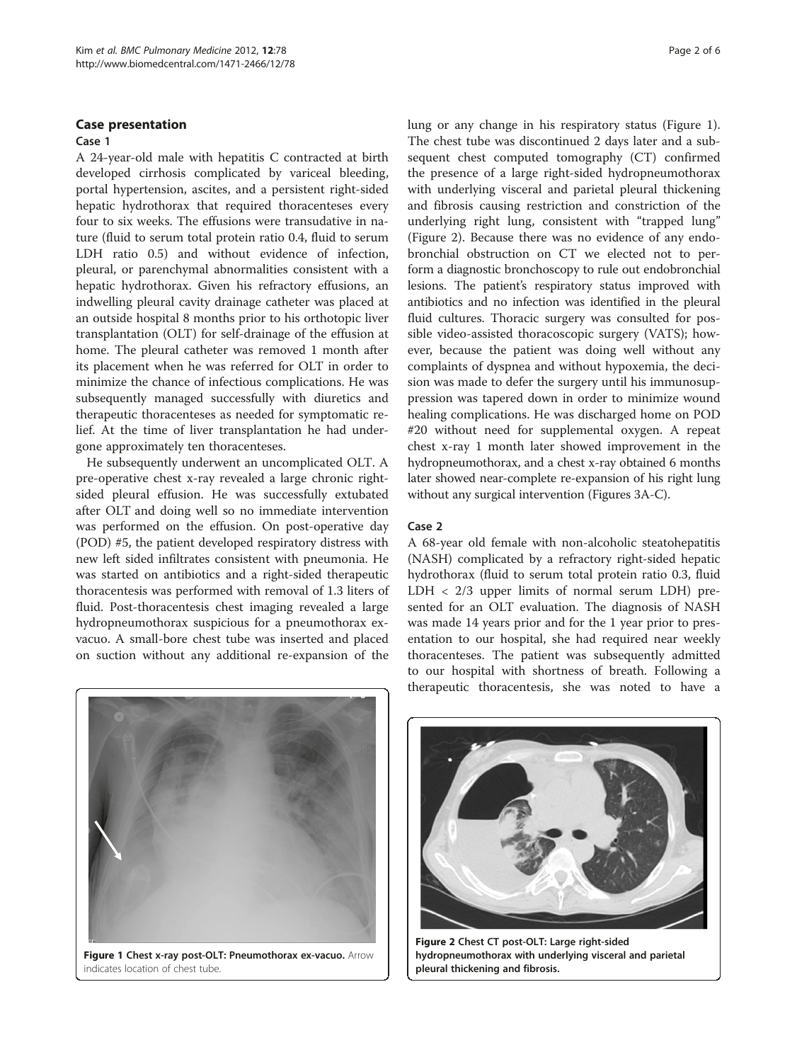## Case presentation

### Case 1

A 24-year-old male with hepatitis C contracted at birth developed cirrhosis complicated by variceal bleeding, portal hypertension, ascites, and a persistent right-sided hepatic hydrothorax that required thoracenteses every four to six weeks. The effusions were transudative in nature (fluid to serum total protein ratio 0.4, fluid to serum LDH ratio 0.5) and without evidence of infection, pleural, or parenchymal abnormalities consistent with a hepatic hydrothorax. Given his refractory effusions, an indwelling pleural cavity drainage catheter was placed at an outside hospital 8 months prior to his orthotopic liver transplantation (OLT) for self-drainage of the effusion at home. The pleural catheter was removed 1 month after its placement when he was referred for OLT in order to minimize the chance of infectious complications. He was subsequently managed successfully with diuretics and therapeutic thoracenteses as needed for symptomatic relief. At the time of liver transplantation he had undergone approximately ten thoracenteses.

He subsequently underwent an uncomplicated OLT. A pre-operative chest x-ray revealed a large chronic right-sided pleural effusion. He was successfully extubated after OLT and doing well so no immediate intervention was performed on the effusion. On post-operative day (POD) #5, the patient developed respiratory distress with new left sided infiltrates consistent with pneumonia. He was started on antibiotics and a right-sided therapeutic thoracentesis was performed with removal of 1.3 liters of fluid. Post-thoracentesis chest imaging revealed a large hydropneumothorax suspicious for a pneumothorax ex-vacuo. A small-bore chest tube was inserted and placed on suction without any additional re-expansion of the lung or any change in his respiratory status (Figure 1). The chest tube was discontinued 2 days later and a subsequent chest computed tomography (CT) confirmed the presence of a large right-sided hydropneumothorax with underlying visceral and parietal pleural thickening and fibrosis causing restriction and constriction of the underlying right lung, consistent with "trapped lung" (Figure 2). Because there was no evidence of any endobronchial obstruction on CT we elected not to perform a diagnostic bronchoscopy to rule out endobronchial lesions. The patient's respiratory status improved with antibiotics and no infection was identified in the pleural fluid cultures. Thoracic surgery was consulted for possible video-assisted thoracoscopic surgery (VATS); however, because the patient was doing well without any complaints of dyspnea and without hypoxemia, the decision was made to defer the surgery until his immunosuppression was tapered down in order to minimize wound healing complications. He was discharged home on POD #20 without need for supplemental oxygen. A repeat chest x-ray 1 month later showed improvement in the hydropneumothorax, and a chest x-ray obtained 6 months later showed near-complete re-expansion of his right lung without any surgical intervention (Figures 3A-C).

**Figure 1 Chest x-ray post-OLT: Pneumothorax ex-vacuo.** Arrow indicates location of chest tube.

**Figure 2 Chest CT post-OLT: Large right-sided hydropneumothorax with underlying visceral and parietal pleural thickening and fibrosis.**

### Case 2

A 68-year old female with non-alcoholic steatohepatitis (NASH) complicated by a refractory right-sided hepatic hydrothorax (fluid to serum total protein ratio 0.3, fluid LDH < 2/3 upper limits of normal serum LDH) presented for an OLT evaluation. The diagnosis of NASH was made 14 years prior and for the 1 year prior to presentation to our hospital, she had required near weekly thoracenteses. The patient was subsequently admitted to our hospital with shortness of breath. Following a therapeutic thoracentesis, she was noted to have a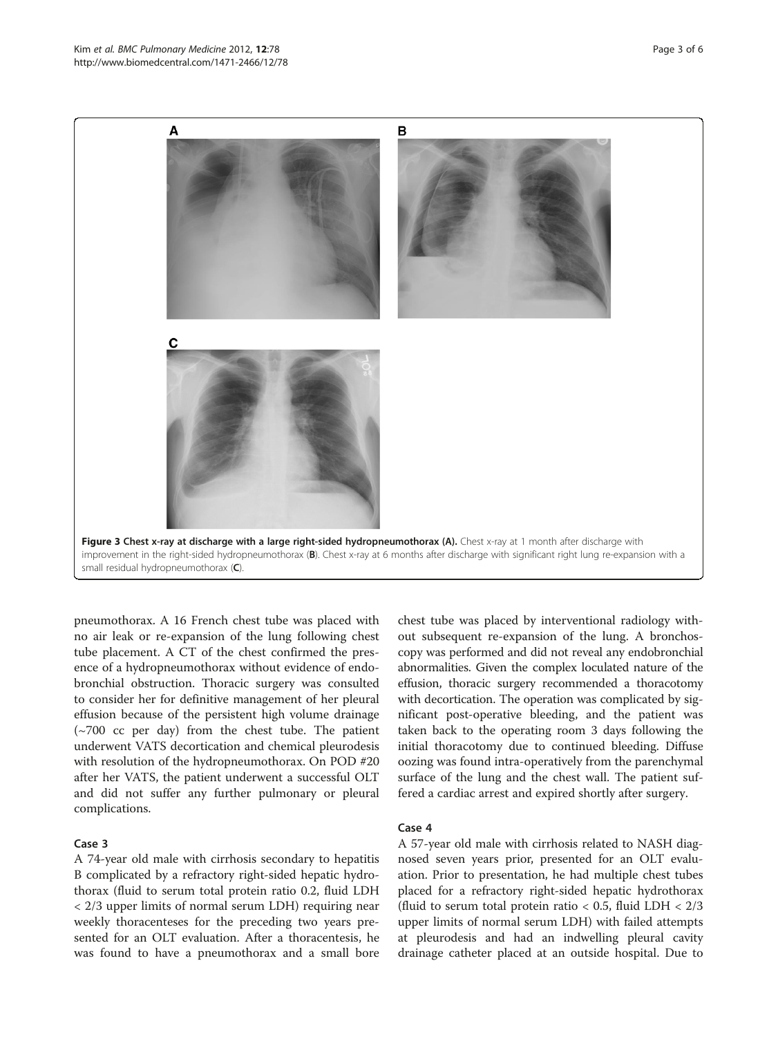Figure 3 Chest x-ray at discharge with a large right-sided hydropneumothorax (A). Chest x-ray at 1 month after discharge with improvement in the right-sided hydropneumothorax (B). Chest x-ray at 6 months after discharge with significant right lung re-expansion with a small residual hydropneumothorax (C).

pneumothorax. A 16 French chest tube was placed with no air leak or re-expansion of the lung following chest tube placement. A CT of the chest confirmed the presence of a hydropneumothorax without evidence of endobronchial obstruction. Thoracic surgery was consulted to consider her for definitive management of her pleural effusion because of the persistent high volume drainage (~700 cc per day) from the chest tube. The patient underwent VATS decortication and chemical pleurodesis with resolution of the hydropneumothorax. On POD #20 after her VATS, the patient underwent a successful OLT and did not suffer any further pulmonary or pleural complications.

### Case 3

A 74-year old male with cirrhosis secondary to hepatitis B complicated by a refractory right-sided hepatic hydrothorax (fluid to serum total protein ratio 0.2, fluid LDH < 2/3 upper limits of normal serum LDH) requiring near weekly thoracenteses for the preceding two years presented for an OLT evaluation. After a thoracentesis, he was found to have a pneumothorax and a small bore chest tube was placed by interventional radiology without subsequent re-expansion of the lung. A bronchoscopy was performed and did not reveal any endobronchial abnormalities. Given the complex loculated nature of the effusion, thoracic surgery recommended a thoracotomy with decortication. The operation was complicated by significant post-operative bleeding, and the patient was taken back to the operating room 3 days following the initial thoracotomy due to continued bleeding. Diffuse oozing was found intra-operatively from the parenchymal surface of the lung and the chest wall. The patient suffered a cardiac arrest and expired shortly after surgery.

### Case 4

A 57-year old male with cirrhosis related to NASH diagnosed seven years prior, presented for an OLT evaluation. Prior to presentation, he had multiple chest tubes placed for a refractory right-sided hepatic hydrothorax (fluid to serum total protein ratio < 0.5, fluid LDH < 2/3 upper limits of normal serum LDH) with failed attempts at pleurodesis and had an indwelling pleural cavity drainage catheter placed at an outside hospital. Due to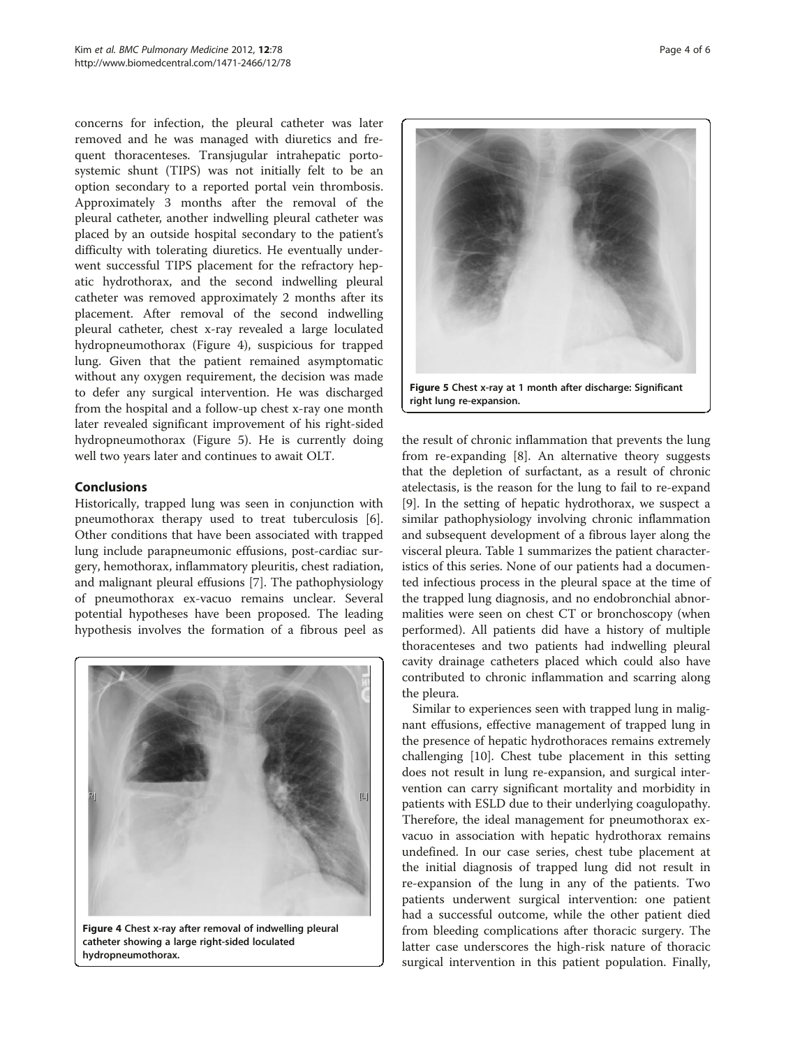concerns for infection, the pleural catheter was later removed and he was managed with diuretics and frequent thoracenteses. Transjugular intrahepatic portosystemic shunt (TIPS) was not initially felt to be an option secondary to a reported portal vein thrombosis. Approximately 3 months after the removal of the pleural catheter, another indwelling pleural catheter was placed by an outside hospital secondary to the patient's difficulty with tolerating diuretics. He eventually underwent successful TIPS placement for the refractory hepatic hydrothorax, and the second indwelling pleural catheter was removed approximately 2 months after its placement. After removal of the second indwelling pleural catheter, chest x-ray revealed a large loculated hydropneumothorax (Figure 4), suspicious for trapped lung. Given that the patient remained asymptomatic without any oxygen requirement, the decision was made to defer any surgical intervention. He was discharged from the hospital and a follow-up chest x-ray one month later revealed significant improvement of his right-sided hydropneumothorax (Figure 5). He is currently doing well two years later and continues to await OLT.

## Conclusions

Historically, trapped lung was seen in conjunction with pneumothorax therapy used to treat tuberculosis [6]. Other conditions that have been associated with trapped lung include parapneumonic effusions, post-cardiac surgery, hemothorax, inflammatory pleuritis, chest radiation, and malignant pleural effusions [7]. The pathophysiology of pneumothorax ex-vacuo remains unclear. Several potential hypotheses have been proposed. The leading hypothesis involves the formation of a fibrous peel as the result of chronic inflammation that prevents the lung from re-expanding [8]. An alternative theory suggests that the depletion of surfactant, as a result of chronic atelectasis, is the reason for the lung to fail to re-expand [9]. In the setting of hepatic hydrothorax, we suspect a similar pathophysiology involving chronic inflammation and subsequent development of a fibrous layer along the visceral pleura. Table 1 summarizes the patient characteristics of this series. None of our patients had a documented infectious process in the pleural space at the time of the trapped lung diagnosis, and no endobronchial abnormalities were seen on chest CT or bronchoscopy (when performed). All patients did have a history of multiple thoracenteses and two patients had indwelling pleural cavity drainage catheters placed which could also have contributed to chronic inflammation and scarring along the pleura.

**Figure 4** Chest x-ray after removal of indwelling pleural catheter showing a large right-sided loculated hydropneumothorax.

**Figure 5** Chest x-ray at 1 month after discharge: Significant right lung re-expansion.

Similar to experiences seen with trapped lung in malignant effusions, effective management of trapped lung in the presence of hepatic hydrothoraces remains extremely challenging [10]. Chest tube placement in this setting does not result in lung re-expansion, and surgical intervention can carry significant mortality and morbidity in patients with ESLD due to their underlying coagulopathy. Therefore, the ideal management for pneumothorax ex-vacuo in association with hepatic hydrothorax remains undefined. In our case series, chest tube placement at the initial diagnosis of trapped lung did not result in re-expansion of the lung in any of the patients. Two patients underwent surgical intervention: one patient had a successful outcome, while the other patient died from bleeding complications after thoracic surgery. The latter case underscores the high-risk nature of thoracic surgical intervention in this patient population. Finally,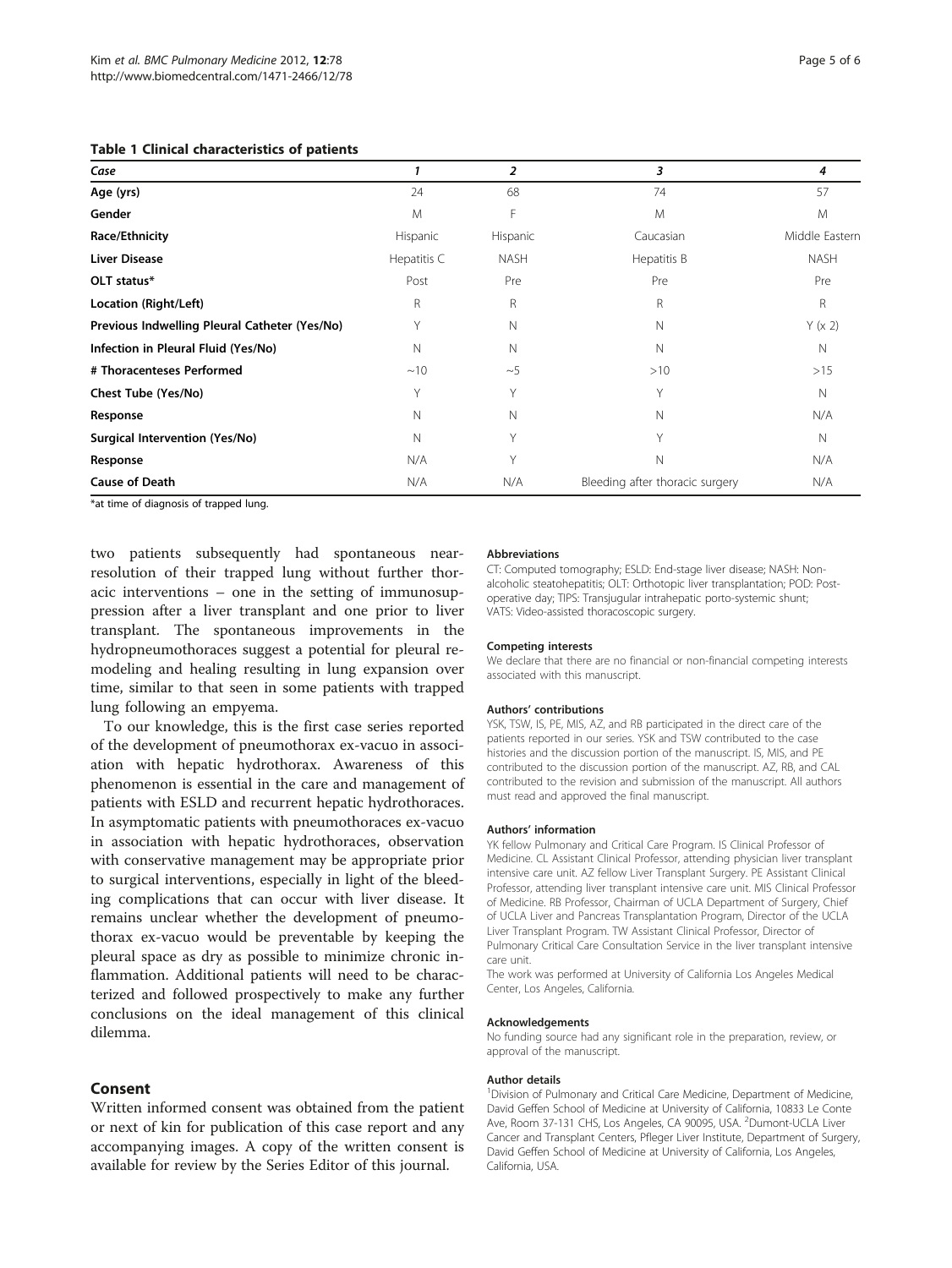**Table 1 Clinical characteristics of patients**

| Case | 1 | 2 | 3 | 4 |
|---|---|---|---|---|
| **Age (yrs)** | 24 | 68 | 74 | 57 |
| **Gender** | M | F | M | M |
| **Race/Ethnicity** | Hispanic | Hispanic | Caucasian | Middle Eastern |
| **Liver Disease** | Hepatitis C | NASH | Hepatitis B | NASH |
| **OLT status*** | Post | Pre | Pre | Pre |
| **Location (Right/Left)** | R | R | R | R |
| **Previous Indwelling Pleural Catheter (Yes/No)** | Y | N | N | Y (x 2) |
| **Infection in Pleural Fluid (Yes/No)** | N | N | N | N |
| **# Thoracenteses Performed** | ~10 | ~5 | >10 | >15 |
| **Chest Tube (Yes/No)** | Y | Y | Y | N |
| **Response** | N | N | N | N/A |
| **Surgical Intervention (Yes/No)** | N | Y | Y | N |
| **Response** | N/A | Y | N | N/A |
| **Cause of Death** | N/A | N/A | Bleeding after thoracic surgery | N/A |

*at time of diagnosis of trapped lung.

two patients subsequently had spontaneous near-resolution of their trapped lung without further thoracic interventions – one in the setting of immunosuppression after a liver transplant and one prior to liver transplant. The spontaneous improvements in the hydropneumothoraces suggest a potential for pleural remodeling and healing resulting in lung expansion over time, similar to that seen in some patients with trapped lung following an empyema.

To our knowledge, this is the first case series reported of the development of pneumothorax ex-vacuo in association with hepatic hydrothorax. Awareness of this phenomenon is essential in the care and management of patients with ESLD and recurrent hepatic hydrothoraces. In asymptomatic patients with pneumothoraces ex-vacuo in association with hepatic hydrothoraces, observation with conservative management may be appropriate prior to surgical interventions, especially in light of the bleeding complications that can occur with liver disease. It remains unclear whether the development of pneumothorax ex-vacuo would be preventable by keeping the pleural space as dry as possible to minimize chronic inflammation. Additional patients will need to be characterized and followed prospectively to make any further conclusions on the ideal management of this clinical dilemma.

## Consent

Written informed consent was obtained from the patient or next of kin for publication of this case report and any accompanying images. A copy of the written consent is available for review by the Series Editor of this journal.

#### Abbreviations

CT: Computed tomography; ESLD: End-stage liver disease; NASH: Non-alcoholic steatohepatitis; OLT: Orthotopic liver transplantation; POD: Post-operative day; TIPS: Transjugular intrahepatic porto-systemic shunt; VATS: Video-assisted thoracoscopic surgery.

#### Competing interests

We declare that there are no financial or non-financial competing interests associated with this manuscript.

#### Authors' contributions

YSK, TSW, IS, PE, MIS, AZ, and RB participated in the direct care of the patients reported in our series. YSK and TSW contributed to the case histories and the discussion portion of the manuscript. IS, MIS, and PE contributed to the discussion portion of the manuscript. AZ, RB, and CAL contributed to the revision and submission of the manuscript. All authors must read and approved the final manuscript.

#### Authors' information

YK fellow Pulmonary and Critical Care Program. IS Clinical Professor of Medicine. CL Assistant Clinical Professor, attending physician liver transplant intensive care unit. AZ fellow Liver Transplant Surgery. PE Assistant Clinical Professor, attending liver transplant intensive care unit. MIS Clinical Professor of Medicine. RB Professor, Chairman of UCLA Department of Surgery, Chief of UCLA Liver and Pancreas Transplantation Program, Director of the UCLA Liver Transplant Program. TW Assistant Clinical Professor, Director of Pulmonary Critical Care Consultation Service in the liver transplant intensive care unit.

The work was performed at University of California Los Angeles Medical Center, Los Angeles, California.

#### Acknowledgements

No funding source had any significant role in the preparation, review, or approval of the manuscript.

#### Author details

[1]Division of Pulmonary and Critical Care Medicine, Department of Medicine, David Geffen School of Medicine at University of California, 10833 Le Conte Ave, Room 37-131 CHS, Los Angeles, CA 90095, USA. [2]Dumont-UCLA Liver Cancer and Transplant Centers, Pfleger Liver Institute, Department of Surgery, David Geffen School of Medicine at University of California, Los Angeles, California, USA.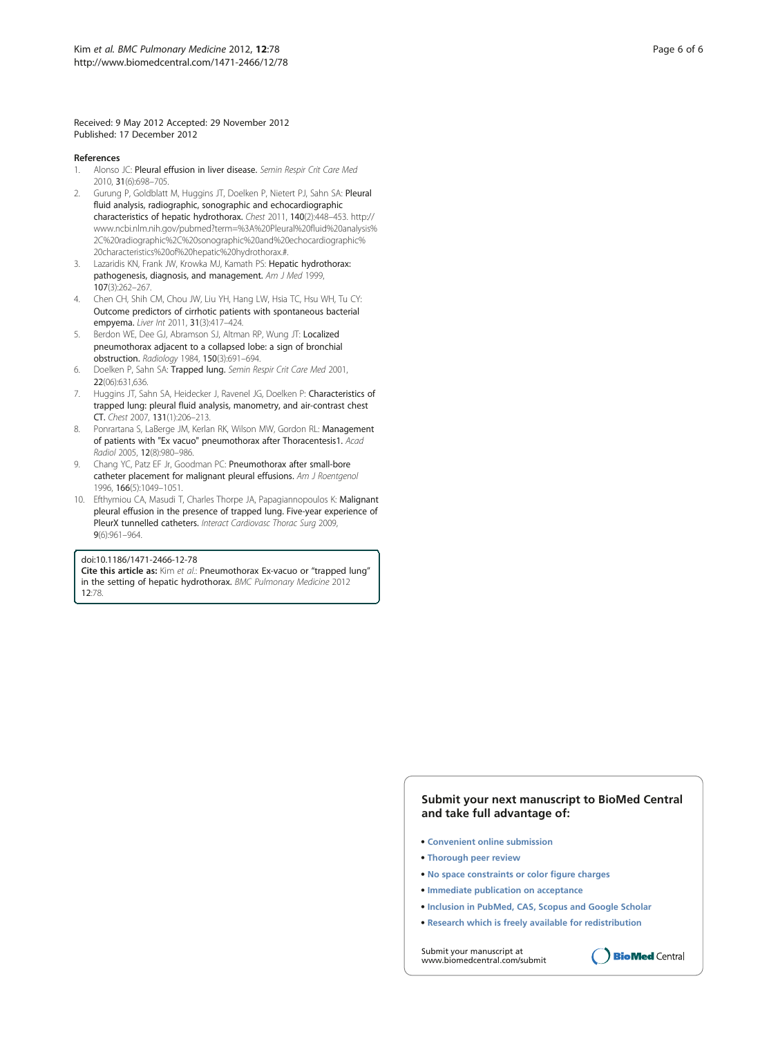Received: 9 May 2012 Accepted: 29 November 2012
Published: 17 December 2012

## References

1. Alonso JC: **Pleural effusion in liver disease.** *Semin Respir Crit Care Med* 2010, **31**(6):698–705.
2. Gurung P, Goldblatt M, Huggins JT, Doelken P, Nietert PJ, Sahn SA: **Pleural fluid analysis, radiographic, sonographic and echocardiographic characteristics of hepatic hydrothorax.** *Chest* 2011, **140**(2):448–453. http://www.ncbi.nlm.nih.gov/pubmed?term=%3A%20Pleural%20fluid%20analysis%2C%20radiographic%2C%20sonographic%20and%20echocardiographic%20characteristics%20of%20hepatic%20hydrothorax.#.
3. Lazaridis KN, Frank JW, Krowka MJ, Kamath PS: **Hepatic hydrothorax: pathogenesis, diagnosis, and management.** *Am J Med* 1999, **107**(3):262–267.
4. Chen CH, Shih CM, Chou JW, Liu YH, Hang LW, Hsia TC, Hsu WH, Tu CY: **Outcome predictors of cirrhotic patients with spontaneous bacterial empyema.** *Liver Int* 2011, **31**(3):417–424.
5. Berdon WE, Dee GJ, Abramson SJ, Altman RP, Wung JT: **Localized pneumothorax adjacent to a collapsed lobe: a sign of bronchial obstruction.** *Radiology* 1984, **150**(3):691–694.
6. Doelken P, Sahn SA: **Trapped lung.** *Semin Respir Crit Care Med* 2001, **22**(06):631,636.
7. Huggins JT, Sahn SA, Heidecker J, Ravenel JG, Doelken P: **Characteristics of trapped lung: pleural fluid analysis, manometry, and air-contrast chest CT.** *Chest* 2007, **131**(1):206–213.
8. Ponrartana S, LaBerge JM, Kerlan RK, Wilson MW, Gordon RL: **Management of patients with "Ex vacuo" pneumothorax after Thoracentesis1.** *Acad Radiol* 2005, **12**(8):980–986.
9. Chang YC, Patz EF Jr, Goodman PC: **Pneumothorax after small-bore catheter placement for malignant pleural effusions.** *Am J Roentgenol* 1996, **166**(5):1049–1051.
10. Efthymiou CA, Masudi T, Charles Thorpe JA, Papagiannopoulos K: **Malignant pleural effusion in the presence of trapped lung. Five-year experience of PleurX tunnelled catheters.** *Interact Cardiovasc Thorac Surg* 2009, **9**(6):961–964.

doi:10.1186/1471-2466-12-78
**Cite this article as:** Kim *et al.*: Pneumothorax Ex-vacuo or "trapped lung" in the setting of hepatic hydrothorax. *BMC Pulmonary Medicine* 2012 **12**:78.

**Submit your next manuscript to BioMed Central and take full advantage of:**

- **Convenient online submission**
- **Thorough peer review**
- **No space constraints or color figure charges**
- **Immediate publication on acceptance**
- **Inclusion in PubMed, CAS, Scopus and Google Scholar**
- **Research which is freely available for redistribution**

Submit your manuscript at
www.biomedcentral.com/submit